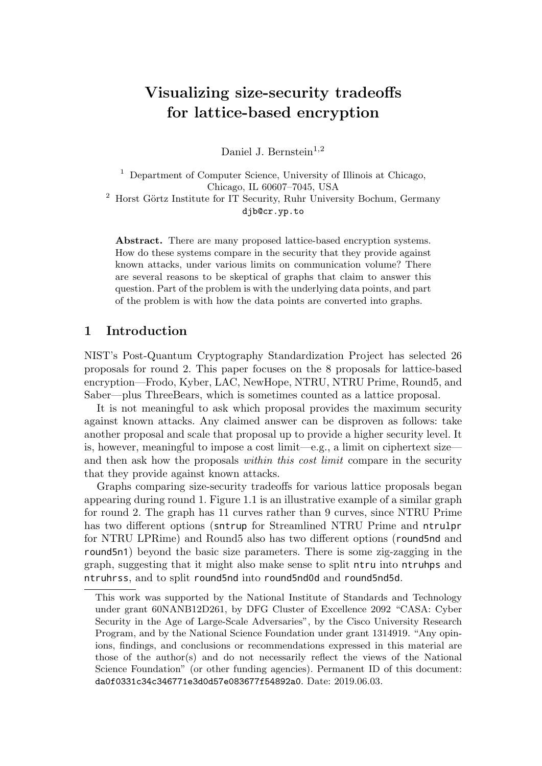# Visualizing size-security tradeoffs for lattice-based encryption

Daniel J. Bernstein[1,2]

[1] Department of Computer Science, University of Illinois at Chicago, Chicago, IL 60607–7045, USA
[2] Horst Görtz Institute for IT Security, Ruhr University Bochum, Germany
djb@cr.yp.to

**Abstract.** There are many proposed lattice-based encryption systems. How do these systems compare in the security that they provide against known attacks, under various limits on communication volume? There are several reasons to be skeptical of graphs that claim to answer this question. Part of the problem is with the underlying data points, and part of the problem is with how the data points are converted into graphs.

## 1 Introduction

NIST's Post-Quantum Cryptography Standardization Project has selected 26 proposals for round 2. This paper focuses on the 8 proposals for lattice-based encryption—Frodo, Kyber, LAC, NewHope, NTRU, NTRU Prime, Round5, and Saber—plus ThreeBears, which is sometimes counted as a lattice proposal.

It is not meaningful to ask which proposal provides the maximum security against known attacks. Any claimed answer can be disproven as follows: take another proposal and scale that proposal up to provide a higher security level. It is, however, meaningful to impose a cost limit—e.g., a limit on ciphertext size—and then ask how the proposals *within this cost limit* compare in the security that they provide against known attacks.

Graphs comparing size-security tradeoffs for various lattice proposals began appearing during round 1. Figure 1.1 is an illustrative example of a similar graph for round 2. The graph has 11 curves rather than 9 curves, since NTRU Prime has two different options (`sntrup` for Streamlined NTRU Prime and `ntrulpr` for NTRU LPRime) and Round5 also has two different options (`round5nd` and `round5n1`) beyond the basic size parameters. There is some zig-zagging in the graph, suggesting that it might also make sense to split `ntru` into `ntruhps` and `ntruhrss`, and to split `round5nd` into `round5nd0d` and `round5nd5d`.

---

This work was supported by the National Institute of Standards and Technology under grant 60NANB12D261, by DFG Cluster of Excellence 2092 "CASA: Cyber Security in the Age of Large-Scale Adversaries", by the Cisco University Research Program, and by the National Science Foundation under grant 1314919. "Any opinions, findings, and conclusions or recommendations expressed in this material are those of the author(s) and do not necessarily reflect the views of the National Science Foundation" (or other funding agencies). Permanent ID of this document: `da0f0331c34c346771e3d0d57e083677f54892a0`. Date: 2019.06.03.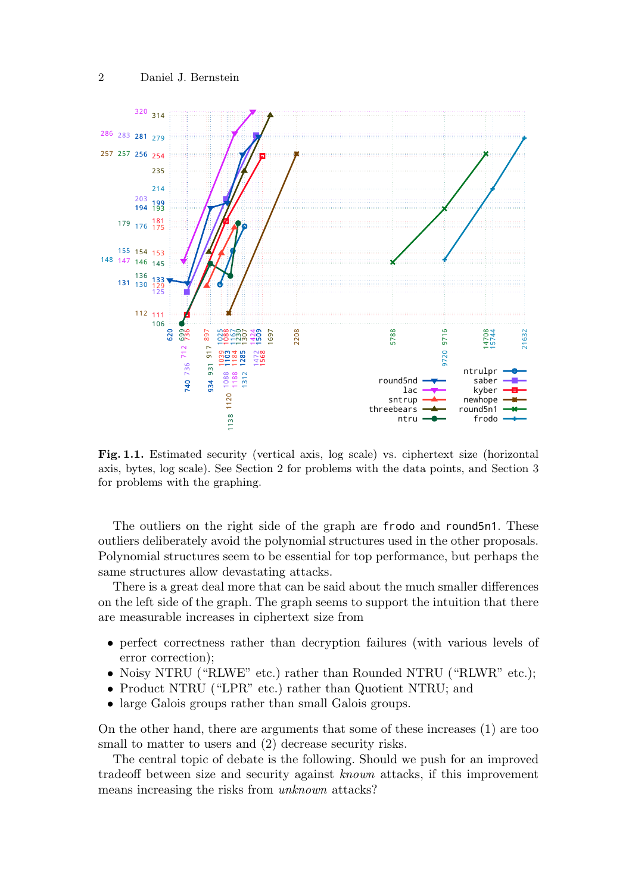**Fig. 1.1.** Estimated security (vertical axis, log scale) vs. ciphertext size (horizontal axis, bytes, log scale). See Section 2 for problems with the data points, and Section 3 for problems with the graphing.

The outliers on the right side of the graph are `frodo` and `round5n1`. These outliers deliberately avoid the polynomial structures used in the other proposals. Polynomial structures seem to be essential for top performance, but perhaps the same structures allow devastating attacks.

There is a great deal more that can be said about the much smaller differences on the left side of the graph. The graph seems to support the intuition that there are measurable increases in ciphertext size from

- perfect correctness rather than decryption failures (with various levels of error correction);
- Noisy NTRU ("RLWE" etc.) rather than Rounded NTRU ("RLWR" etc.);
- Product NTRU ("LPR" etc.) rather than Quotient NTRU; and
- large Galois groups rather than small Galois groups.

On the other hand, there are arguments that some of these increases (1) are too small to matter to users and (2) decrease security risks.

The central topic of debate is the following. Should we push for an improved tradeoff between size and security against *known* attacks, if this improvement means increasing the risks from *unknown* attacks?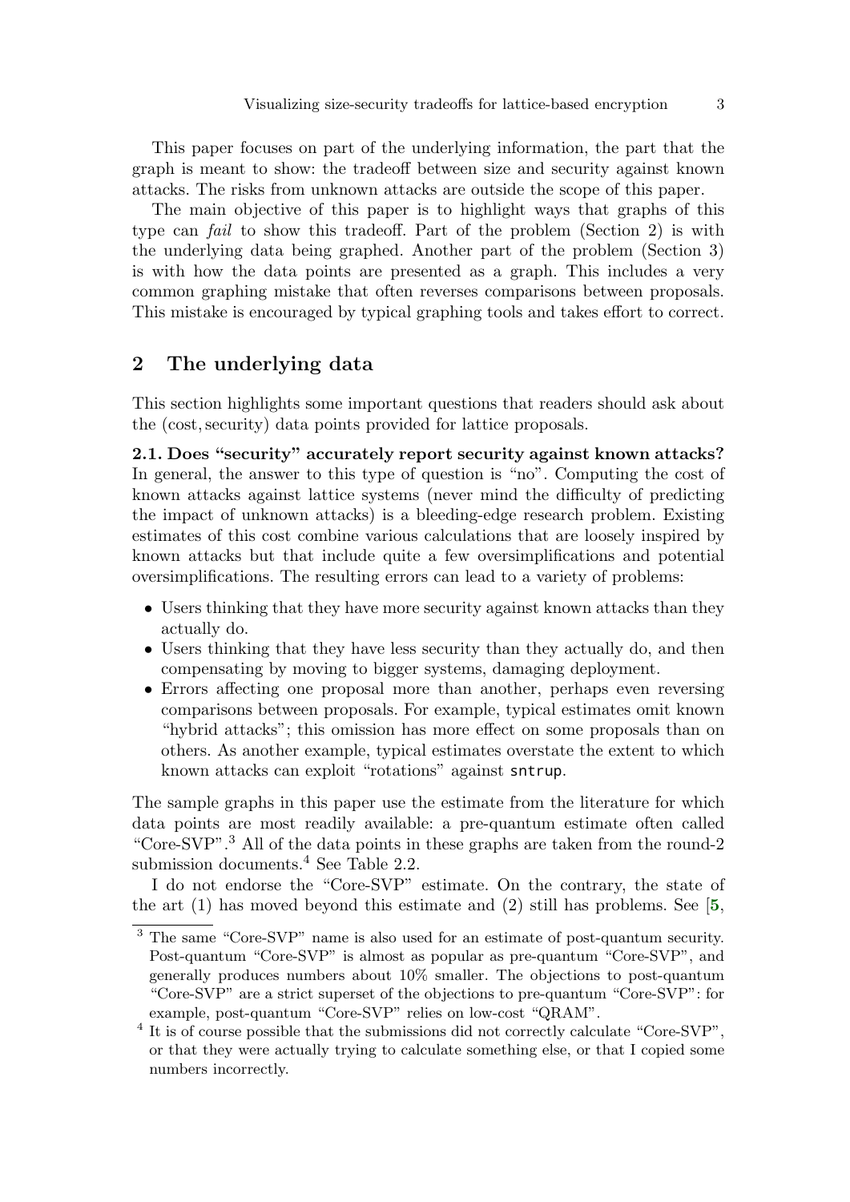This paper focuses on part of the underlying information, the part that the graph is meant to show: the tradeoff between size and security against known attacks. The risks from unknown attacks are outside the scope of this paper.

The main objective of this paper is to highlight ways that graphs of this type can *fail* to show this tradeoff. Part of the problem (Section 2) is with the underlying data being graphed. Another part of the problem (Section 3) is with how the data points are presented as a graph. This includes a very common graphing mistake that often reverses comparisons between proposals. This mistake is encouraged by typical graphing tools and takes effort to correct.

## 2 The underlying data

This section highlights some important questions that readers should ask about the (cost, security) data points provided for lattice proposals.

**2.1. Does "security" accurately report security against known attacks?** In general, the answer to this type of question is "no". Computing the cost of known attacks against lattice systems (never mind the difficulty of predicting the impact of unknown attacks) is a bleeding-edge research problem. Existing estimates of this cost combine various calculations that are loosely inspired by known attacks but that include quite a few oversimplifications and potential oversimplifications. The resulting errors can lead to a variety of problems:

- Users thinking that they have more security against known attacks than they actually do.
- Users thinking that they have less security than they actually do, and then compensating by moving to bigger systems, damaging deployment.
- Errors affecting one proposal more than another, perhaps even reversing comparisons between proposals. For example, typical estimates omit known "hybrid attacks"; this omission has more effect on some proposals than on others. As another example, typical estimates overstate the extent to which known attacks can exploit "rotations" against `sntrup`.

The sample graphs in this paper use the estimate from the literature for which data points are most readily available: a pre-quantum estimate often called "Core-SVP".[3] All of the data points in these graphs are taken from the round-2 submission documents.[4] See Table 2.2.

I do not endorse the "Core-SVP" estimate. On the contrary, the state of the art (1) has moved beyond this estimate and (2) still has problems. See [**5**,

[3] The same "Core-SVP" name is also used for an estimate of post-quantum security. Post-quantum "Core-SVP" is almost as popular as pre-quantum "Core-SVP", and generally produces numbers about 10% smaller. The objections to post-quantum "Core-SVP" are a strict superset of the objections to pre-quantum "Core-SVP": for example, post-quantum "Core-SVP" relies on low-cost "QRAM".

[4] It is of course possible that the submissions did not correctly calculate "Core-SVP", or that they were actually trying to calculate something else, or that I copied some numbers incorrectly.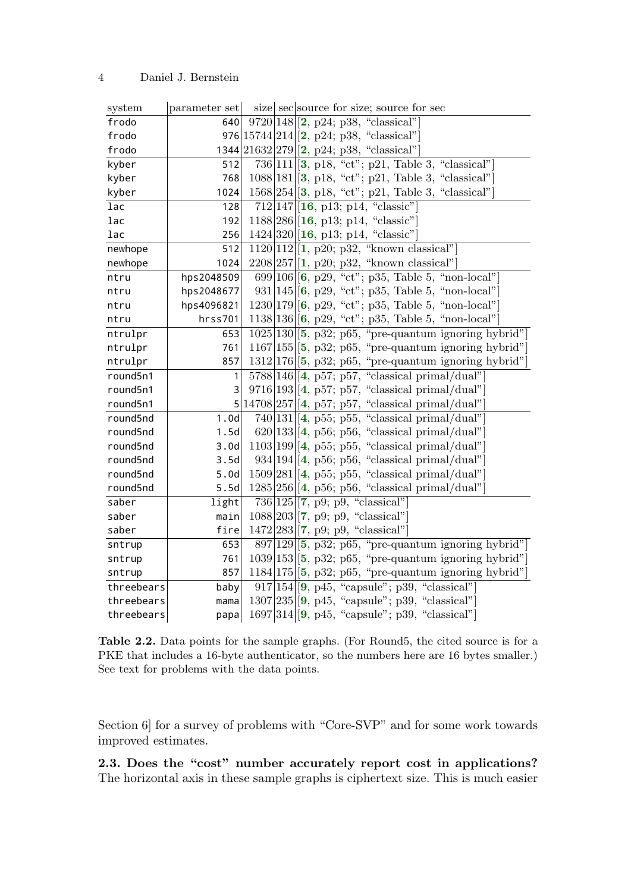| system | parameter set | size | sec | source for size; source for sec |
|---|---|---|---|---|
| frodo | 640 | 9720 | 148 | [2, p24; p38, "classical"] |
| frodo | 976 | 15744 | 214 | [2, p24; p38, "classical"] |
| frodo | 1344 | 21632 | 279 | [2, p24; p38, "classical"] |
| kyber | 512 | 736 | 111 | [3, p18, "ct"; p21, Table 3, "classical"] |
| kyber | 768 | 1088 | 181 | [3, p18, "ct"; p21, Table 3, "classical"] |
| kyber | 1024 | 1568 | 254 | [3, p18, "ct"; p21, Table 3, "classical"] |
| lac | 128 | 712 | 147 | [16, p13; p14, "classic"] |
| lac | 192 | 1188 | 286 | [16, p13; p14, "classic"] |
| lac | 256 | 1424 | 320 | [16, p13; p14, "classic"] |
| newhope | 512 | 1120 | 112 | [1, p20; p32, "known classical"] |
| newhope | 1024 | 2208 | 257 | [1, p20; p32, "known classical"] |
| ntru | hps2048509 | 699 | 106 | [6, p29, "ct"; p35, Table 5, "non-local"] |
| ntru | hps2048677 | 931 | 145 | [6, p29, "ct"; p35, Table 5, "non-local"] |
| ntru | hps4096821 | 1230 | 179 | [6, p29, "ct"; p35, Table 5, "non-local"] |
| ntru | hrss701 | 1138 | 136 | [6, p29, "ct"; p35, Table 5, "non-local"] |
| ntrulpr | 653 | 1025 | 130 | [5, p32; p65, "pre-quantum ignoring hybrid"] |
| ntrulpr | 761 | 1167 | 155 | [5, p32; p65, "pre-quantum ignoring hybrid"] |
| ntrulpr | 857 | 1312 | 176 | [5, p32; p65, "pre-quantum ignoring hybrid"] |
| round5n1 | 1 | 5788 | 146 | [4, p57; p57, "classical primal/dual"] |
| round5n1 | 3 | 9716 | 193 | [4, p57; p57, "classical primal/dual"] |
| round5n1 | 5 | 14708 | 257 | [4, p57; p57, "classical primal/dual"] |
| round5nd | 1.0d | 740 | 131 | [4, p55; p55, "classical primal/dual"] |
| round5nd | 1.5d | 620 | 133 | [4, p56; p56, "classical primal/dual"] |
| round5nd | 3.0d | 1103 | 199 | [4, p55; p55, "classical primal/dual"] |
| round5nd | 3.5d | 934 | 194 | [4, p56; p56, "classical primal/dual"] |
| round5nd | 5.0d | 1509 | 281 | [4, p55; p55, "classical primal/dual"] |
| round5nd | 5.5d | 1285 | 256 | [4, p56; p56, "classical primal/dual"] |
| saber | light | 736 | 125 | [7, p9; p9, "classical"] |
| saber | main | 1088 | 203 | [7, p9; p9, "classical"] |
| saber | fire | 1472 | 283 | [7, p9; p9, "classical"] |
| sntrup | 653 | 897 | 129 | [5, p32; p65, "pre-quantum ignoring hybrid"] |
| sntrup | 761 | 1039 | 153 | [5, p32; p65, "pre-quantum ignoring hybrid"] |
| sntrup | 857 | 1184 | 175 | [5, p32; p65, "pre-quantum ignoring hybrid"] |
| threebears | baby | 917 | 154 | [9, p45, "capsule"; p39, "classical"] |
| threebears | mama | 1307 | 235 | [9, p45, "capsule"; p39, "classical"] |
| threebears | papa | 1697 | 314 | [9, p45, "capsule"; p39, "classical"] |

**Table 2.2.** Data points for the sample graphs. (For Round5, the cited source is for a PKE that includes a 16-byte authenticator, so the numbers here are 16 bytes smaller.) See text for problems with the data points.

Section 6] for a survey of problems with "Core-SVP" and for some work towards improved estimates.

**2.3. Does the "cost" number accurately report cost in applications?** The horizontal axis in these sample graphs is ciphertext size. This is much easier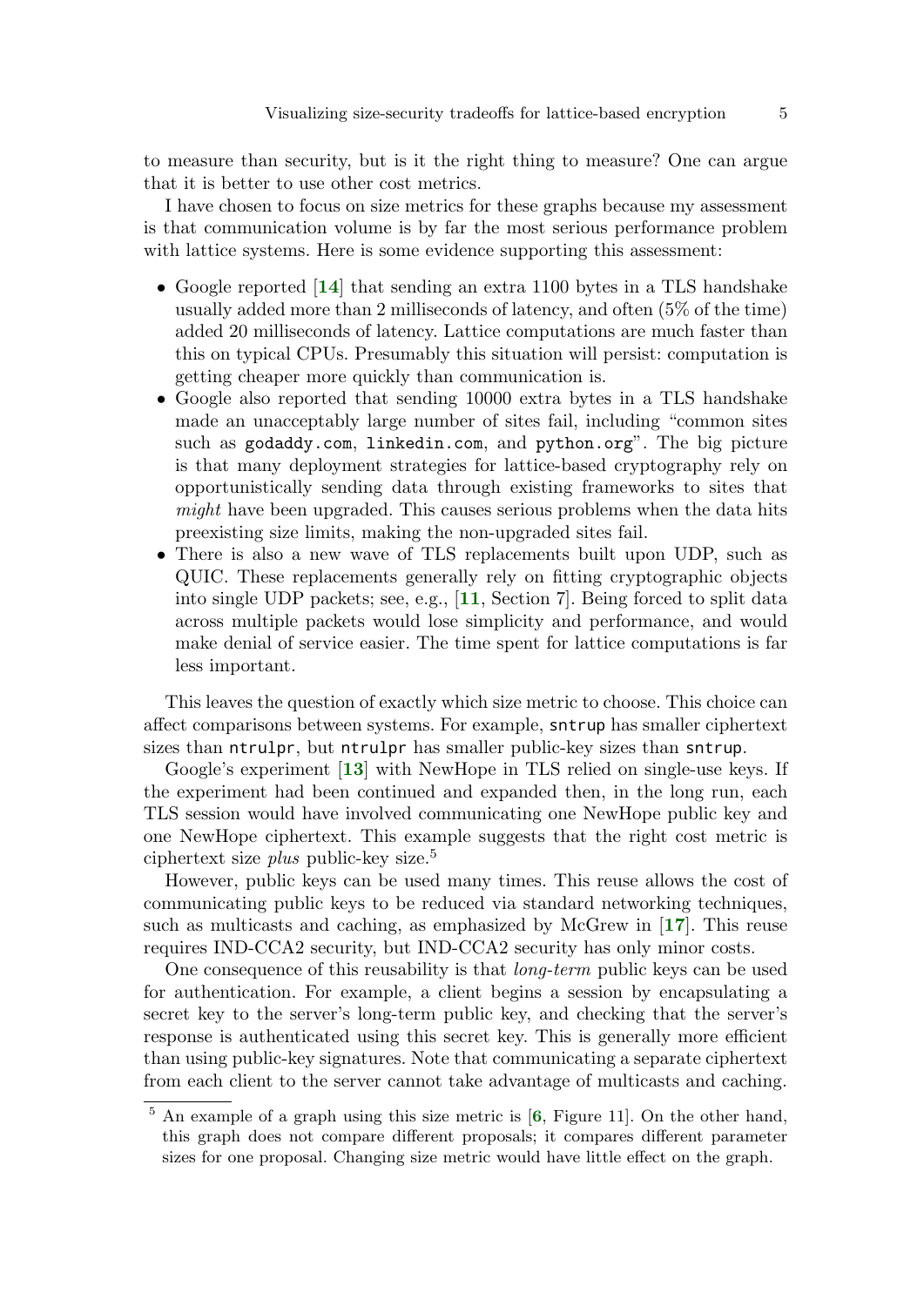to measure than security, but is it the right thing to measure? One can argue that it is better to use other cost metrics.

I have chosen to focus on size metrics for these graphs because my assessment is that communication volume is by far the most serious performance problem with lattice systems. Here is some evidence supporting this assessment:

- Google reported [**14**] that sending an extra 1100 bytes in a TLS handshake usually added more than 2 milliseconds of latency, and often (5% of the time) added 20 milliseconds of latency. Lattice computations are much faster than this on typical CPUs. Presumably this situation will persist: computation is getting cheaper more quickly than communication is.
- Google also reported that sending 10000 extra bytes in a TLS handshake made an unacceptably large number of sites fail, including "common sites such as `godaddy.com`, `linkedin.com`, and `python.org`". The big picture is that many deployment strategies for lattice-based cryptography rely on opportunistically sending data through existing frameworks to sites that *might* have been upgraded. This causes serious problems when the data hits preexisting size limits, making the non-upgraded sites fail.
- There is also a new wave of TLS replacements built upon UDP, such as QUIC. These replacements generally rely on fitting cryptographic objects into single UDP packets; see, e.g., [**11**, Section 7]. Being forced to split data across multiple packets would lose simplicity and performance, and would make denial of service easier. The time spent for lattice computations is far less important.

This leaves the question of exactly which size metric to choose. This choice can affect comparisons between systems. For example, `sntrup` has smaller ciphertext sizes than `ntrulpr`, but `ntrulpr` has smaller public-key sizes than `sntrup`.

Google's experiment [**13**] with NewHope in TLS relied on single-use keys. If the experiment had been continued and expanded then, in the long run, each TLS session would have involved communicating one NewHope public key and one NewHope ciphertext. This example suggests that the right cost metric is ciphertext size *plus* public-key size.[5]

However, public keys can be used many times. This reuse allows the cost of communicating public keys to be reduced via standard networking techniques, such as multicasts and caching, as emphasized by McGrew in [**17**]. This reuse requires IND-CCA2 security, but IND-CCA2 security has only minor costs.

One consequence of this reusability is that *long-term* public keys can be used for authentication. For example, a client begins a session by encapsulating a secret key to the server's long-term public key, and checking that the server's response is authenticated using this secret key. This is generally more efficient than using public-key signatures. Note that communicating a separate ciphertext from each client to the server cannot take advantage of multicasts and caching.

[5] An example of a graph using this size metric is [**6**, Figure 11]. On the other hand, this graph does not compare different proposals; it compares different parameter sizes for one proposal. Changing size metric would have little effect on the graph.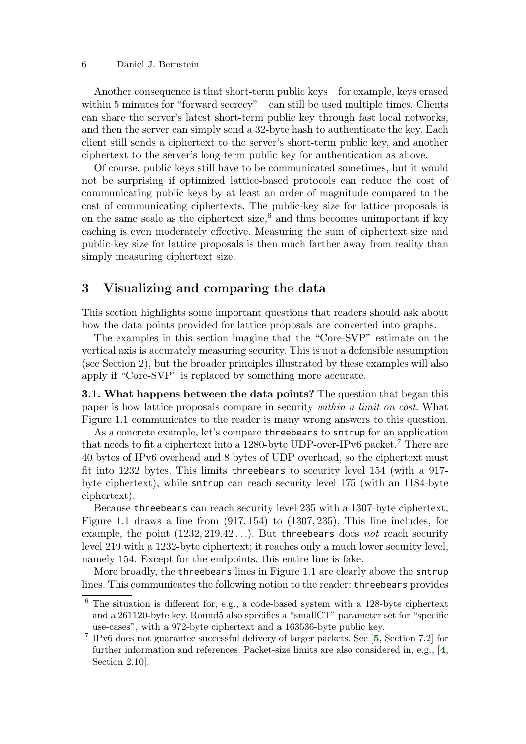Another consequence is that short-term public keys—for example, keys erased within 5 minutes for "forward secrecy"—can still be used multiple times. Clients can share the server's latest short-term public key through fast local networks, and then the server can simply send a 32-byte hash to authenticate the key. Each client still sends a ciphertext to the server's short-term public key, and another ciphertext to the server's long-term public key for authentication as above.

Of course, public keys still have to be communicated sometimes, but it would not be surprising if optimized lattice-based protocols can reduce the cost of communicating public keys by at least an order of magnitude compared to the cost of communicating ciphertexts. The public-key size for lattice proposals is on the same scale as the ciphertext size,[6] and thus becomes unimportant if key caching is even moderately effective. Measuring the sum of ciphertext size and public-key size for lattice proposals is then much farther away from reality than simply measuring ciphertext size.

## 3 Visualizing and comparing the data

This section highlights some important questions that readers should ask about how the data points provided for lattice proposals are converted into graphs.

The examples in this section imagine that the "Core-SVP" estimate on the vertical axis is accurately measuring security. This is not a defensible assumption (see Section 2), but the broader principles illustrated by these examples will also apply if "Core-SVP" is replaced by something more accurate.

**3.1. What happens between the data points?** The question that began this paper is how lattice proposals compare in security *within a limit on cost*. What Figure 1.1 communicates to the reader is many wrong answers to this question.

As a concrete example, let's compare `threebears` to `sntrup` for an application that needs to fit a ciphertext into a 1280-byte UDP-over-IPv6 packet.[7] There are 40 bytes of IPv6 overhead and 8 bytes of UDP overhead, so the ciphertext must fit into 1232 bytes. This limits `threebears` to security level 154 (with a 917-byte ciphertext), while `sntrup` can reach security level 175 (with an 1184-byte ciphertext).

Because `threebears` can reach security level 235 with a 1307-byte ciphertext, Figure 1.1 draws a line from $(917, 154)$ to $(1307, 235)$. This line includes, for example, the point $(1232, 219.42\ldots)$. But `threebears` does *not* reach security level 219 with a 1232-byte ciphertext; it reaches only a much lower security level, namely 154. Except for the endpoints, this entire line is fake.

More broadly, the `threebears` lines in Figure 1.1 are clearly above the `sntrup` lines. This communicates the following notion to the reader: `threebears` provides

---

[6] The situation is different for, e.g., a code-based system with a 128-byte ciphertext and a 261120-byte key. Round5 also specifies a "smallCT" parameter set for "specific use-cases", with a 972-byte ciphertext and a 163536-byte public key.

[7] IPv6 does not guarantee successful delivery of larger packets. See [**5**, Section 7.2] for further information and references. Packet-size limits are also considered in, e.g., [**4**, Section 2.10].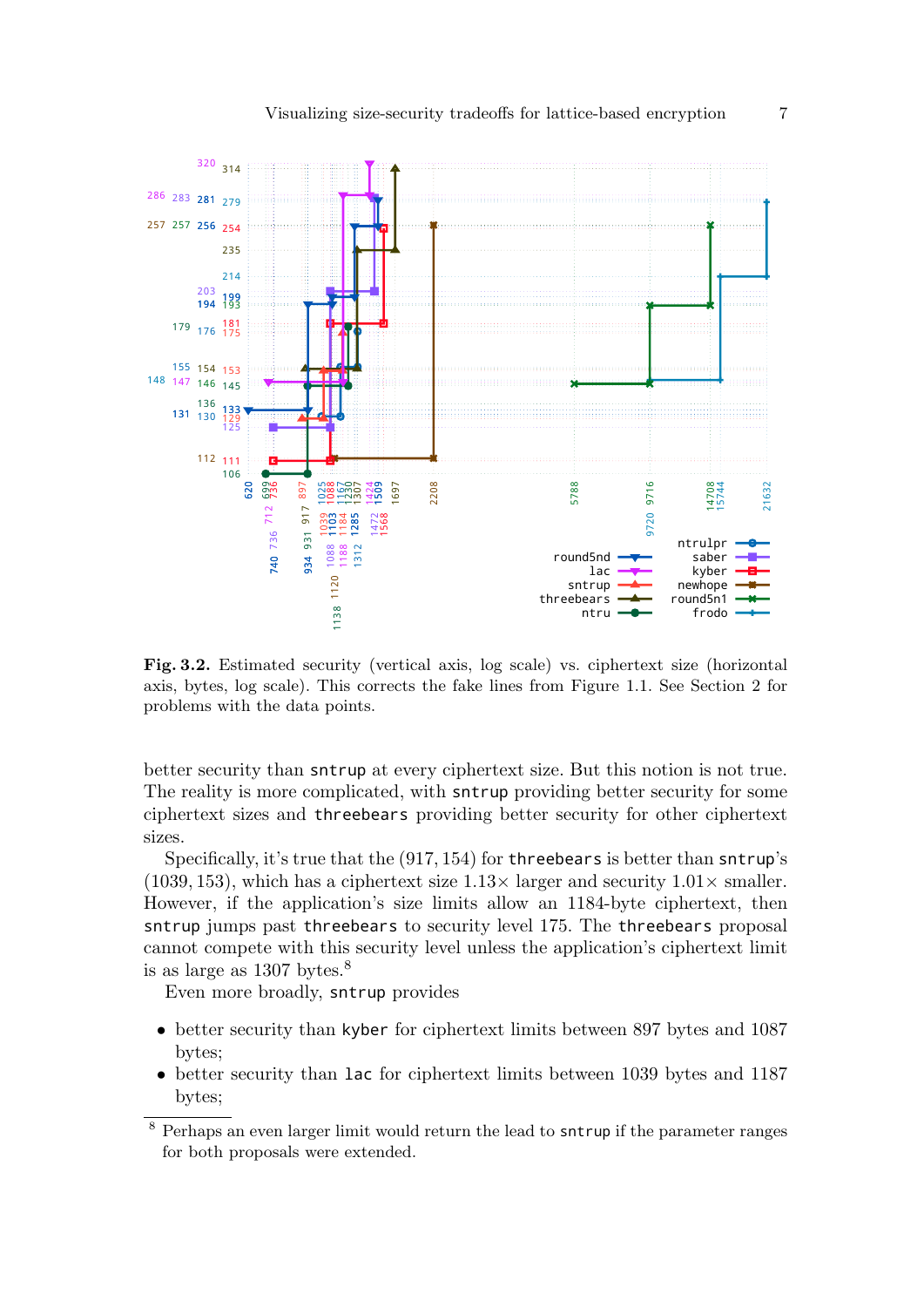**Fig. 3.2.** Estimated security (vertical axis, log scale) vs. ciphertext size (horizontal axis, bytes, log scale). This corrects the fake lines from Figure 1.1. See Section 2 for problems with the data points.

better security than `sntrup` at every ciphertext size. But this notion is not true. The reality is more complicated, with `sntrup` providing better security for some ciphertext sizes and `threebears` providing better security for other ciphertext sizes.

Specifically, it's true that the (917, 154) for `threebears` is better than `sntrup`'s (1039, 153), which has a ciphertext size 1.13× larger and security 1.01× smaller. However, if the application's size limits allow an 1184-byte ciphertext, then `sntrup` jumps past `threebears` to security level 175. The `threebears` proposal cannot compete with this security level unless the application's ciphertext limit is as large as 1307 bytes.[8]

Even more broadly, `sntrup` provides

- better security than `kyber` for ciphertext limits between 897 bytes and 1087 bytes;
- better security than `lac` for ciphertext limits between 1039 bytes and 1187 bytes;

[8] Perhaps an even larger limit would return the lead to `sntrup` if the parameter ranges for both proposals were extended.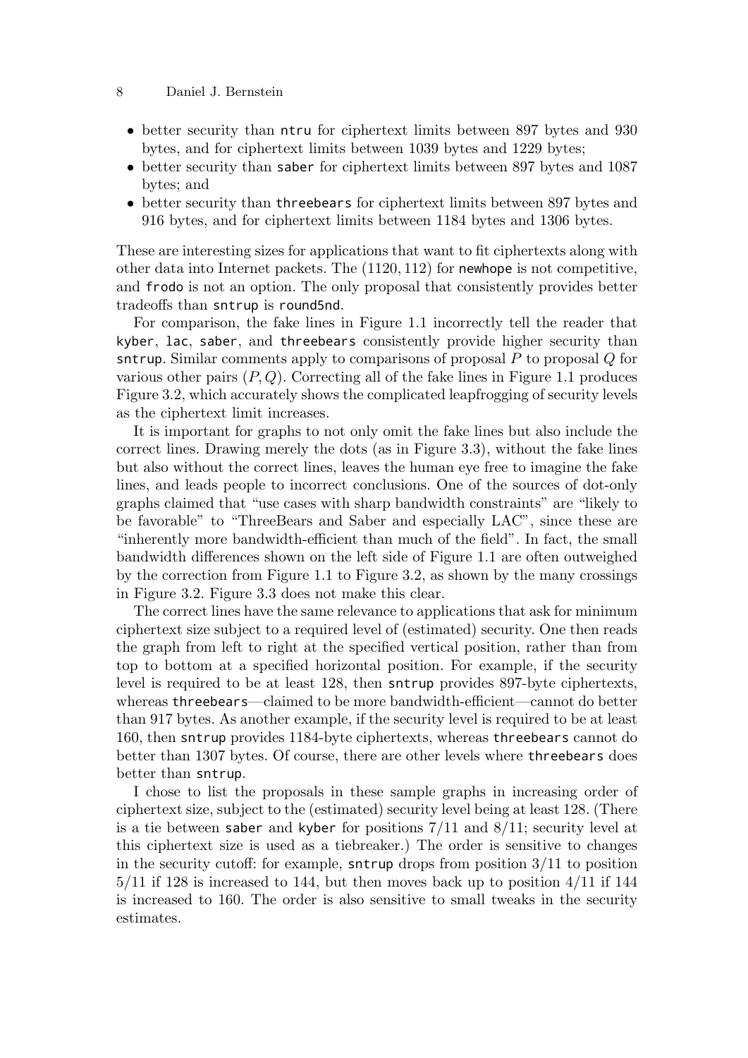- better security than `ntru` for ciphertext limits between 897 bytes and 930 bytes, and for ciphertext limits between 1039 bytes and 1229 bytes;
- better security than `saber` for ciphertext limits between 897 bytes and 1087 bytes; and
- better security than `threebears` for ciphertext limits between 897 bytes and 916 bytes, and for ciphertext limits between 1184 bytes and 1306 bytes.

These are interesting sizes for applications that want to fit ciphertexts along with other data into Internet packets. The $(1120, 112)$ for `newhope` is not competitive, and `frodo` is not an option. The only proposal that consistently provides better tradeoffs than `sntrup` is `round5nd`.

For comparison, the fake lines in Figure 1.1 incorrectly tell the reader that `kyber`, `lac`, `saber`, and `threebears` consistently provide higher security than `sntrup`. Similar comments apply to comparisons of proposal $P$ to proposal $Q$ for various other pairs $(P, Q)$. Correcting all of the fake lines in Figure 1.1 produces Figure 3.2, which accurately shows the complicated leapfrogging of security levels as the ciphertext limit increases.

It is important for graphs to not only omit the fake lines but also include the correct lines. Drawing merely the dots (as in Figure 3.3), without the fake lines but also without the correct lines, leaves the human eye free to imagine the fake lines, and leads people to incorrect conclusions. One of the sources of dot-only graphs claimed that "use cases with sharp bandwidth constraints" are "likely to be favorable" to "ThreeBears and Saber and especially LAC", since these are "inherently more bandwidth-efficient than much of the field". In fact, the small bandwidth differences shown on the left side of Figure 1.1 are often outweighed by the correction from Figure 1.1 to Figure 3.2, as shown by the many crossings in Figure 3.2. Figure 3.3 does not make this clear.

The correct lines have the same relevance to applications that ask for minimum ciphertext size subject to a required level of (estimated) security. One then reads the graph from left to right at the specified vertical position, rather than from top to bottom at a specified horizontal position. For example, if the security level is required to be at least 128, then `sntrup` provides 897-byte ciphertexts, whereas `threebears`—claimed to be more bandwidth-efficient—cannot do better than 917 bytes. As another example, if the security level is required to be at least 160, then `sntrup` provides 1184-byte ciphertexts, whereas `threebears` cannot do better than 1307 bytes. Of course, there are other levels where `threebears` does better than `sntrup`.

I chose to list the proposals in these sample graphs in increasing order of ciphertext size, subject to the (estimated) security level being at least 128. (There is a tie between `saber` and `kyber` for positions $7/11$ and $8/11$; security level at this ciphertext size is used as a tiebreaker.) The order is sensitive to changes in the security cutoff: for example, `sntrup` drops from position $3/11$ to position $5/11$ if 128 is increased to 144, but then moves back up to position $4/11$ if 144 is increased to 160. The order is also sensitive to small tweaks in the security estimates.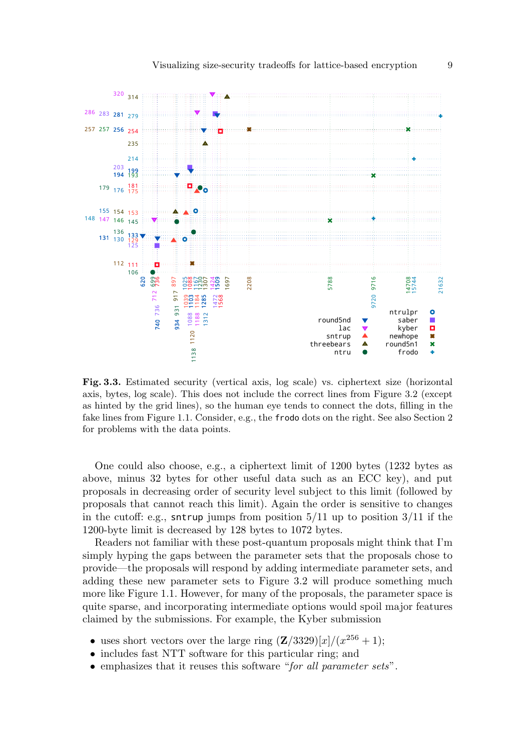**Fig. 3.3.** Estimated security (vertical axis, log scale) vs. ciphertext size (horizontal axis, bytes, log scale). This does not include the correct lines from Figure 3.2 (except as hinted by the grid lines), so the human eye tends to connect the dots, filling in the fake lines from Figure 1.1. Consider, e.g., the `frodo` dots on the right. See also Section 2 for problems with the data points.

One could also choose, e.g., a ciphertext limit of 1200 bytes (1232 bytes as above, minus 32 bytes for other useful data such as an ECC key), and put proposals in decreasing order of security level subject to this limit (followed by proposals that cannot reach this limit). Again the order is sensitive to changes in the cutoff: e.g., `sntrup` jumps from position 5/11 up to position 3/11 if the 1200-byte limit is decreased by 128 bytes to 1072 bytes.

Readers not familiar with these post-quantum proposals might think that I'm simply hyping the gaps between the parameter sets that the proposals chose to provide—the proposals will respond by adding intermediate parameter sets, and adding these new parameter sets to Figure 3.2 will produce something much more like Figure 1.1. However, for many of the proposals, the parameter space is quite sparse, and incorporating intermediate options would spoil major features claimed by the submissions. For example, the Kyber submission

- uses short vectors over the large ring $(\mathbf{Z}/3329)[x]/(x^{256} + 1)$;
- includes fast NTT software for this particular ring; and
- emphasizes that it reuses this software "*for all parameter sets*".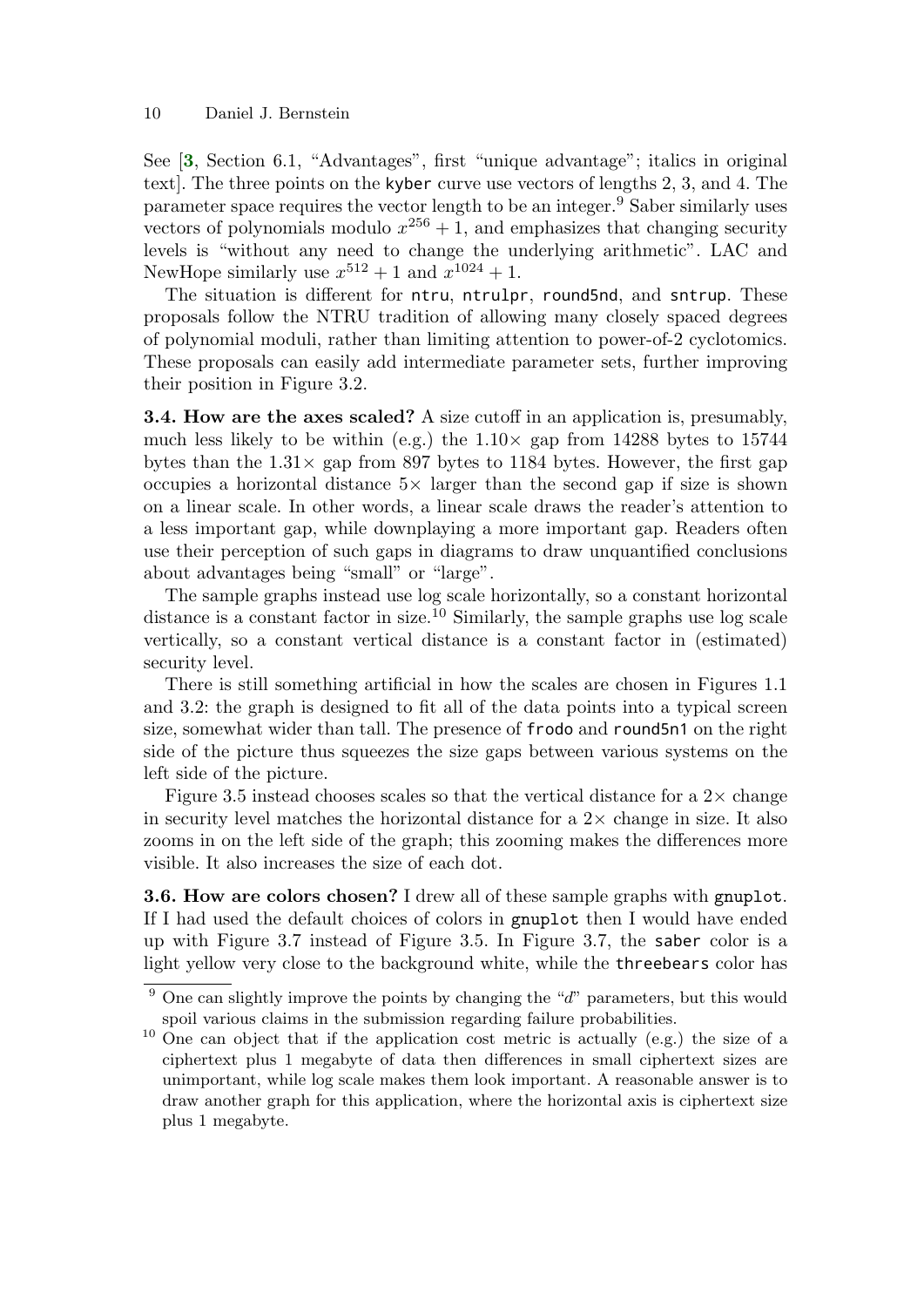See [3, Section 6.1, "Advantages", first "unique advantage"; italics in original text]. The three points on the `kyber` curve use vectors of lengths 2, 3, and 4. The parameter space requires the vector length to be an integer.[9] Saber similarly uses vectors of polynomials modulo $x^{256} + 1$, and emphasizes that changing security levels is "without any need to change the underlying arithmetic". LAC and NewHope similarly use $x^{512} + 1$ and $x^{1024} + 1$.

The situation is different for `ntru`, `ntrulpr`, `round5nd`, and `sntrup`. These proposals follow the NTRU tradition of allowing many closely spaced degrees of polynomial moduli, rather than limiting attention to power-of-2 cyclotomics. These proposals can easily add intermediate parameter sets, further improving their position in Figure 3.2.

**3.4. How are the axes scaled?** A size cutoff in an application is, presumably, much less likely to be within (e.g.) the 1.10× gap from 14288 bytes to 15744 bytes than the 1.31× gap from 897 bytes to 1184 bytes. However, the first gap occupies a horizontal distance 5× larger than the second gap if size is shown on a linear scale. In other words, a linear scale draws the reader's attention to a less important gap, while downplaying a more important gap. Readers often use their perception of such gaps in diagrams to draw unquantified conclusions about advantages being "small" or "large".

The sample graphs instead use log scale horizontally, so a constant horizontal distance is a constant factor in size.[10] Similarly, the sample graphs use log scale vertically, so a constant vertical distance is a constant factor in (estimated) security level.

There is still something artificial in how the scales are chosen in Figures 1.1 and 3.2: the graph is designed to fit all of the data points into a typical screen size, somewhat wider than tall. The presence of `frodo` and `round5n1` on the right side of the picture thus squeezes the size gaps between various systems on the left side of the picture.

Figure 3.5 instead chooses scales so that the vertical distance for a 2× change in security level matches the horizontal distance for a 2× change in size. It also zooms in on the left side of the graph; this zooming makes the differences more visible. It also increases the size of each dot.

**3.6. How are colors chosen?** I drew all of these sample graphs with `gnuplot`. If I had used the default choices of colors in `gnuplot` then I would have ended up with Figure 3.7 instead of Figure 3.5. In Figure 3.7, the `saber` color is a light yellow very close to the background white, while the `threebears` color has

---

[9] One can slightly improve the points by changing the "$d$" parameters, but this would spoil various claims in the submission regarding failure probabilities.

[10] One can object that if the application cost metric is actually (e.g.) the size of a ciphertext plus 1 megabyte of data then differences in small ciphertext sizes are unimportant, while log scale makes them look important. A reasonable answer is to draw another graph for this application, where the horizontal axis is ciphertext size plus 1 megabyte.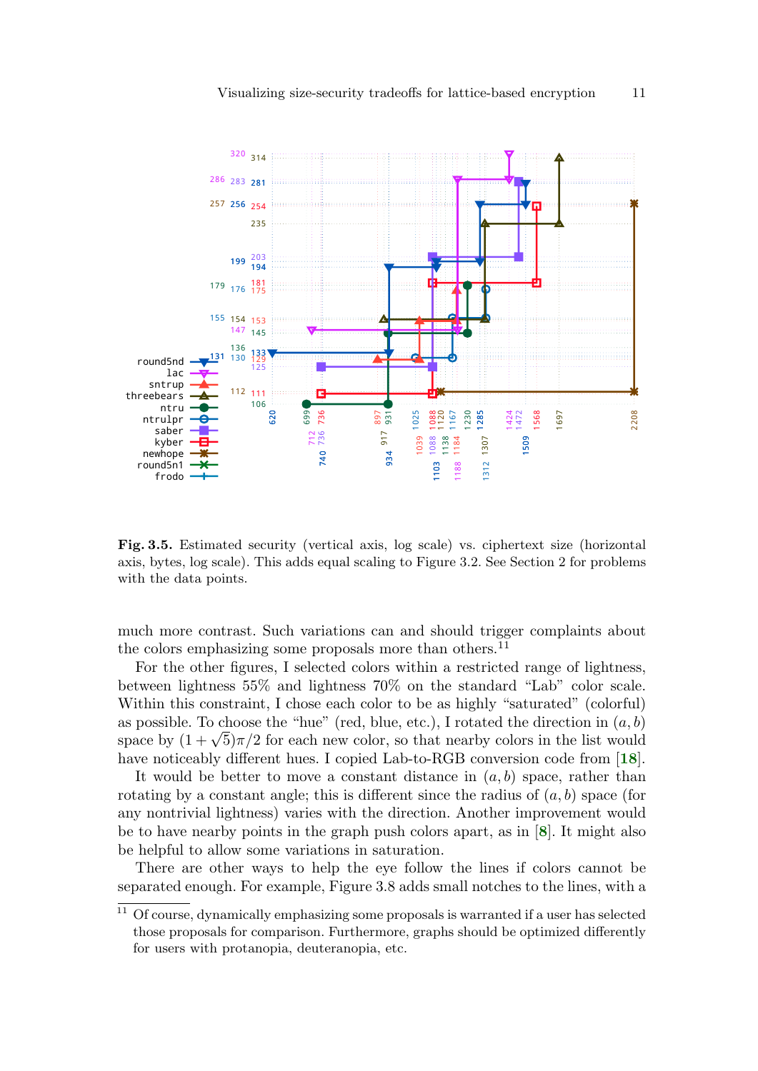**Fig. 3.5.** Estimated security (vertical axis, log scale) vs. ciphertext size (horizontal axis, bytes, log scale). This adds equal scaling to Figure 3.2. See Section 2 for problems with the data points.

much more contrast. Such variations can and should trigger complaints about the colors emphasizing some proposals more than others.[11]

For the other figures, I selected colors within a restricted range of lightness, between lightness 55% and lightness 70% on the standard "Lab" color scale. Within this constraint, I chose each color to be as highly "saturated" (colorful) as possible. To choose the "hue" (red, blue, etc.), I rotated the direction in $(a, b)$ space by $(1 + \sqrt{5})\pi/2$ for each new color, so that nearby colors in the list would have noticeably different hues. I copied Lab-to-RGB conversion code from [18].

It would be better to move a constant distance in $(a, b)$ space, rather than rotating by a constant angle; this is different since the radius of $(a, b)$ space (for any nontrivial lightness) varies with the direction. Another improvement would be to have nearby points in the graph push colors apart, as in [8]. It might also be helpful to allow some variations in saturation.

There are other ways to help the eye follow the lines if colors cannot be separated enough. For example, Figure 3.8 adds small notches to the lines, with a

[11] Of course, dynamically emphasizing some proposals is warranted if a user has selected those proposals for comparison. Furthermore, graphs should be optimized differently for users with protanopia, deuteranopia, etc.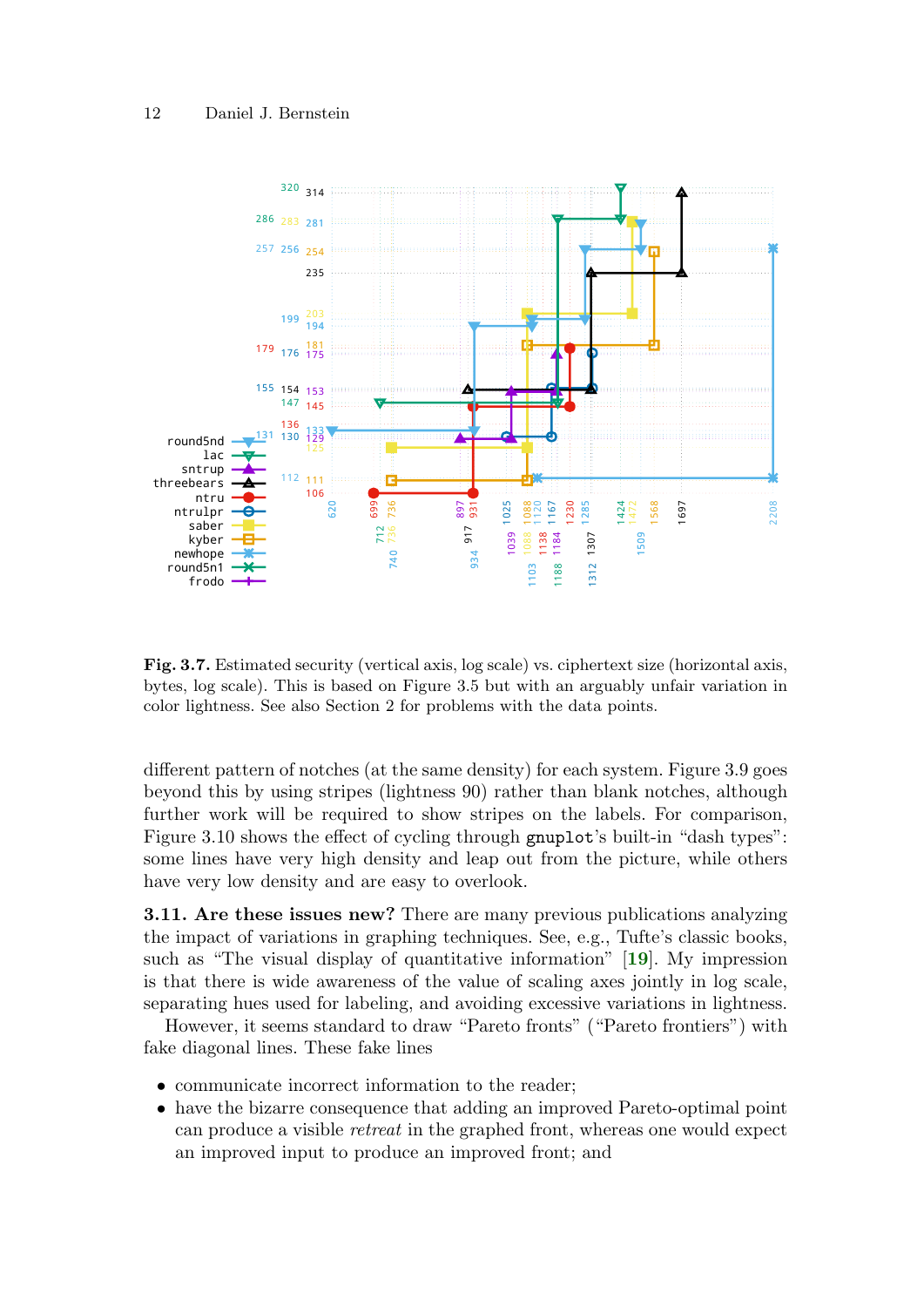**Fig. 3.7.** Estimated security (vertical axis, log scale) vs. ciphertext size (horizontal axis, bytes, log scale). This is based on Figure 3.5 but with an arguably unfair variation in color lightness. See also Section 2 for problems with the data points.

different pattern of notches (at the same density) for each system. Figure 3.9 goes beyond this by using stripes (lightness 90) rather than blank notches, although further work will be required to show stripes on the labels. For comparison, Figure 3.10 shows the effect of cycling through `gnuplot`'s built-in "dash types": some lines have very high density and leap out from the picture, while others have very low density and are easy to overlook.

**3.11. Are these issues new?** There are many previous publications analyzing the impact of variations in graphing techniques. See, e.g., Tufte's classic books, such as "The visual display of quantitative information" [19]. My impression is that there is wide awareness of the value of scaling axes jointly in log scale, separating hues used for labeling, and avoiding excessive variations in lightness.

However, it seems standard to draw "Pareto fronts" ("Pareto frontiers") with fake diagonal lines. These fake lines

- communicate incorrect information to the reader;
- have the bizarre consequence that adding an improved Pareto-optimal point can produce a visible *retreat* in the graphed front, whereas one would expect an improved input to produce an improved front; and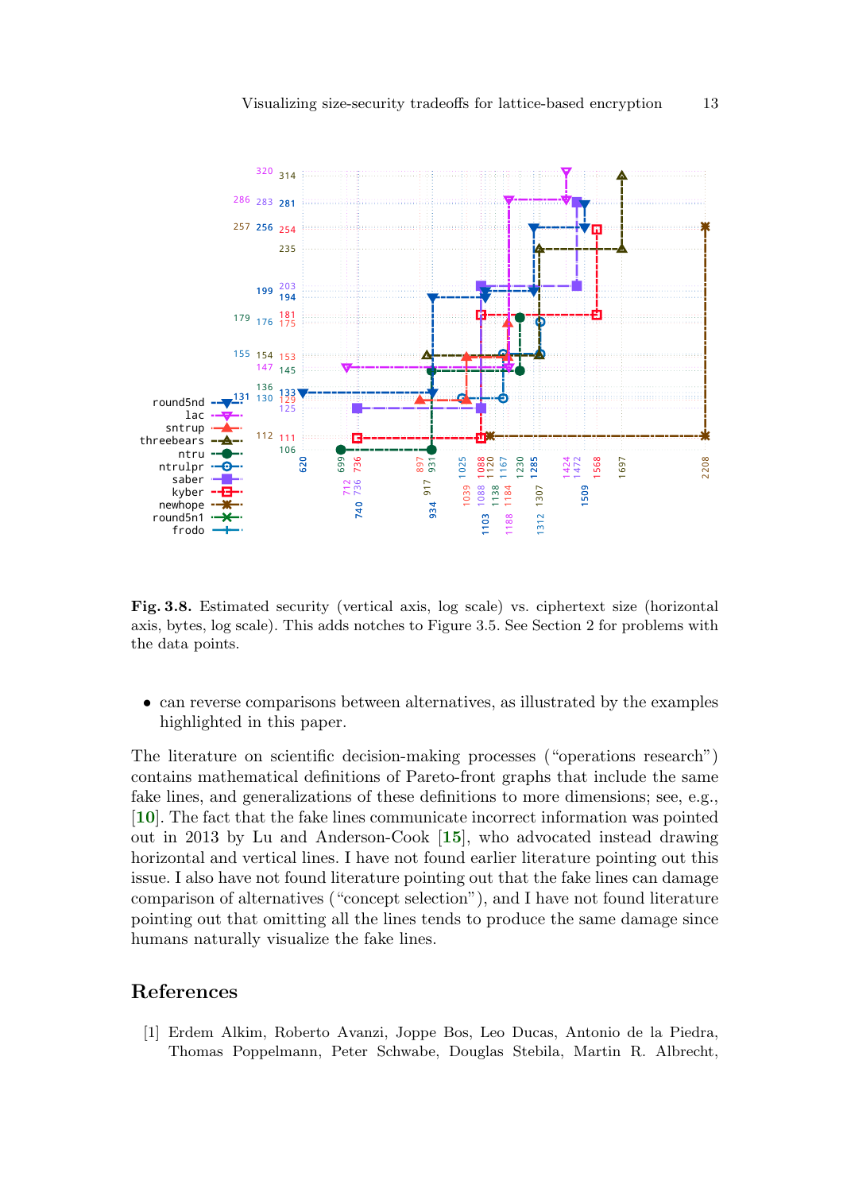**Fig. 3.8.** Estimated security (vertical axis, log scale) vs. ciphertext size (horizontal axis, bytes, log scale). This adds notches to Figure 3.5. See Section 2 for problems with the data points.

- can reverse comparisons between alternatives, as illustrated by the examples highlighted in this paper.

The literature on scientific decision-making processes (“operations research”) contains mathematical definitions of Pareto-front graphs that include the same fake lines, and generalizations of these definitions to more dimensions; see, e.g., [10]. The fact that the fake lines communicate incorrect information was pointed out in 2013 by Lu and Anderson-Cook [15], who advocated instead drawing horizontal and vertical lines. I have not found earlier literature pointing out this issue. I also have not found literature pointing out that the fake lines can damage comparison of alternatives (“concept selection”), and I have not found literature pointing out that omitting all the lines tends to produce the same damage since humans naturally visualize the fake lines.

## References

[1] Erdem Alkim, Roberto Avanzi, Joppe Bos, Leo Ducas, Antonio de la Piedra, Thomas Poppelmann, Peter Schwabe, Douglas Stebila, Martin R. Albrecht,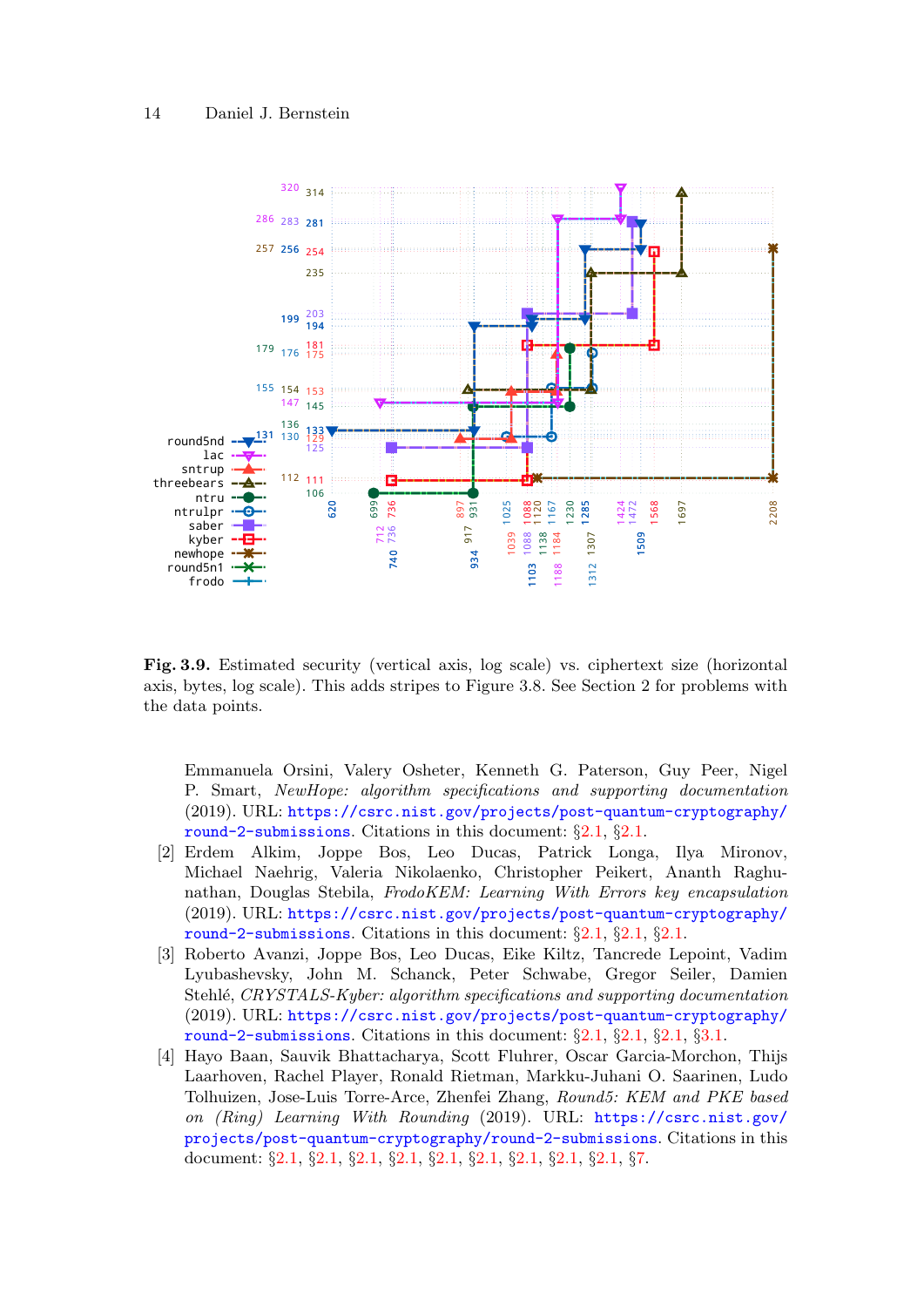**Fig. 3.9.** Estimated security (vertical axis, log scale) vs. ciphertext size (horizontal axis, bytes, log scale). This adds stripes to Figure 3.8. See Section 2 for problems with the data points.

Emmanuela Orsini, Valery Osheter, Kenneth G. Paterson, Guy Peer, Nigel P. Smart, *NewHope: algorithm specifications and supporting documentation* (2019). URL: https://csrc.nist.gov/projects/post-quantum-cryptography/round-2-submissions. Citations in this document: §2.1, §2.1.

[2] Erdem Alkim, Joppe Bos, Leo Ducas, Patrick Longa, Ilya Mironov, Michael Naehrig, Valeria Nikolaenko, Christopher Peikert, Ananth Raghunathan, Douglas Stebila, *FrodoKEM: Learning With Errors key encapsulation* (2019). URL: https://csrc.nist.gov/projects/post-quantum-cryptography/round-2-submissions. Citations in this document: §2.1, §2.1, §2.1.

[3] Roberto Avanzi, Joppe Bos, Leo Ducas, Eike Kiltz, Tancrede Lepoint, Vadim Lyubashevsky, John M. Schanck, Peter Schwabe, Gregor Seiler, Damien Stehlé, *CRYSTALS-Kyber: algorithm specifications and supporting documentation* (2019). URL: https://csrc.nist.gov/projects/post-quantum-cryptography/round-2-submissions. Citations in this document: §2.1, §2.1, §2.1, §3.1.

[4] Hayo Baan, Sauvik Bhattacharya, Scott Fluhrer, Oscar Garcia-Morchon, Thijs Laarhoven, Rachel Player, Ronald Rietman, Markku-Juhani O. Saarinen, Ludo Tolhuizen, Jose-Luis Torre-Arce, Zhenfei Zhang, *Round5: KEM and PKE based on (Ring) Learning With Rounding* (2019). URL: https://csrc.nist.gov/projects/post-quantum-cryptography/round-2-submissions. Citations in this document: §2.1, §2.1, §2.1, §2.1, §2.1, §2.1, §2.1, §2.1, §2.1, §7.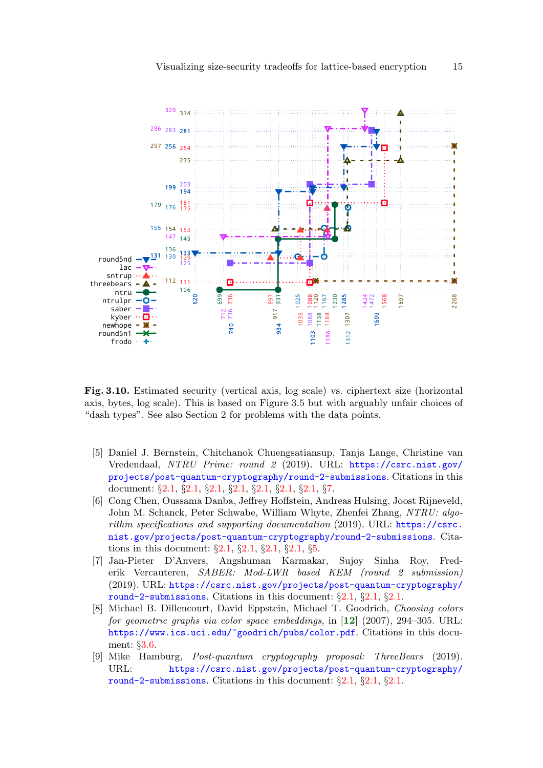**Fig. 3.10.** Estimated security (vertical axis, log scale) vs. ciphertext size (horizontal axis, bytes, log scale). This is based on Figure 3.5 but with arguably unfair choices of "dash types". See also Section 2 for problems with the data points.

[5] Daniel J. Bernstein, Chitchanok Chuengsatiansup, Tanja Lange, Christine van Vredendaal, *NTRU Prime: round 2* (2019). URL: https://csrc.nist.gov/projects/post-quantum-cryptography/round-2-submissions. Citations in this document: §2.1, §2.1, §2.1, §2.1, §2.1, §2.1, §2.1, §7.

[6] Cong Chen, Oussama Danba, Jeffrey Hoffstein, Andreas Hulsing, Joost Rijneveld, John M. Schanck, Peter Schwabe, William Whyte, Zhenfei Zhang, *NTRU: algorithm specifications and supporting documentation* (2019). URL: https://csrc.nist.gov/projects/post-quantum-cryptography/round-2-submissions. Citations in this document: §2.1, §2.1, §2.1, §2.1, §5.

[7] Jan-Pieter D'Anvers, Angshuman Karmakar, Sujoy Sinha Roy, Frederik Vercauteren, *SABER: Mod-LWR based KEM (round 2 submission)* (2019). URL: https://csrc.nist.gov/projects/post-quantum-cryptography/round-2-submissions. Citations in this document: §2.1, §2.1, §2.1.

[8] Michael B. Dillencourt, David Eppstein, Michael T. Goodrich, *Choosing colors for geometric graphs via color space embeddings*, in [**12**] (2007), 294–305. URL: https://www.ics.uci.edu/~goodrich/pubs/color.pdf. Citations in this document: §3.6.

[9] Mike Hamburg, *Post-quantum cryptography proposal: ThreeBears* (2019). URL: https://csrc.nist.gov/projects/post-quantum-cryptography/round-2-submissions. Citations in this document: §2.1, §2.1, §2.1.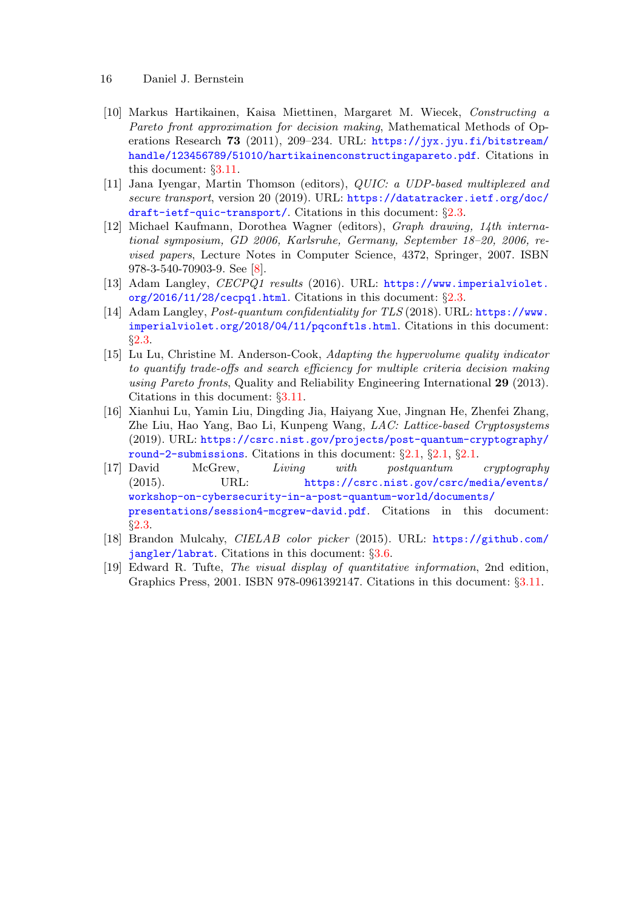[10] Markus Hartikainen, Kaisa Miettinen, Margaret M. Wiecek, *Constructing a Pareto front approximation for decision making*, Mathematical Methods of Operations Research **73** (2011), 209–234. URL: https://jyx.jyu.fi/bitstream/handle/123456789/51010/hartikainenconstructingapareto.pdf. Citations in this document: §3.11.

[11] Jana Iyengar, Martin Thomson (editors), *QUIC: a UDP-based multiplexed and secure transport*, version 20 (2019). URL: https://datatracker.ietf.org/doc/draft-ietf-quic-transport/. Citations in this document: §2.3.

[12] Michael Kaufmann, Dorothea Wagner (editors), *Graph drawing, 14th international symposium, GD 2006, Karlsruhe, Germany, September 18–20, 2006, revised papers*, Lecture Notes in Computer Science, 4372, Springer, 2007. ISBN 978-3-540-70903-9. See [8].

[13] Adam Langley, *CECPQ1 results* (2016). URL: https://www.imperialviolet.org/2016/11/28/cecpq1.html. Citations in this document: §2.3.

[14] Adam Langley, *Post-quantum confidentiality for TLS* (2018). URL: https://www.imperialviolet.org/2018/04/11/pqconftls.html. Citations in this document: §2.3.

[15] Lu Lu, Christine M. Anderson-Cook, *Adapting the hypervolume quality indicator to quantify trade-offs and search efficiency for multiple criteria decision making using Pareto fronts*, Quality and Reliability Engineering International **29** (2013). Citations in this document: §3.11.

[16] Xianhui Lu, Yamin Liu, Dingding Jia, Haiyang Xue, Jingnan He, Zhenfei Zhang, Zhe Liu, Hao Yang, Bao Li, Kunpeng Wang, *LAC: Lattice-based Cryptosystems* (2019). URL: https://csrc.nist.gov/projects/post-quantum-cryptography/round-2-submissions. Citations in this document: §2.1, §2.1, §2.1.

[17] David McGrew, *Living with postquantum cryptography* (2015). URL: https://csrc.nist.gov/csrc/media/events/workshop-on-cybersecurity-in-a-post-quantum-world/documents/presentations/session4-mcgrew-david.pdf. Citations in this document: §2.3.

[18] Brandon Mulcahy, *CIELAB color picker* (2015). URL: https://github.com/jangler/labrat. Citations in this document: §3.6.

[19] Edward R. Tufte, *The visual display of quantitative information*, 2nd edition, Graphics Press, 2001. ISBN 978-0961392147. Citations in this document: §3.11.